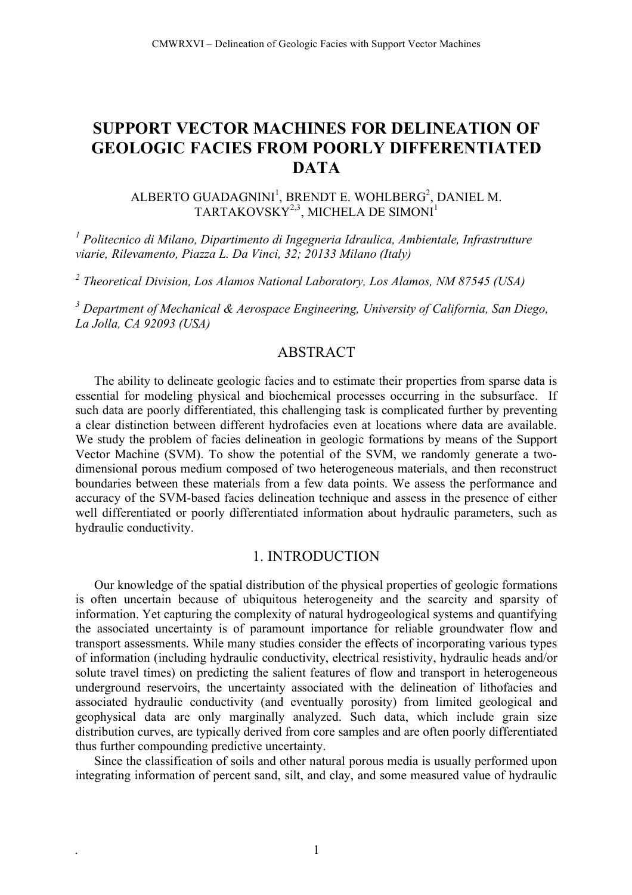# SUPPORT VECTOR MACHINES FOR DELINEATION OF GEOLOGIC FACIES FROM POORLY DIFFERENTIATED DATA

ALBERTO GUADAGNINI[1], BRENDT E. WOHLBERG[2], DANIEL M. TARTAKOVSKY[2,3], MICHELA DE SIMONI[1]

*[1] Politecnico di Milano, Dipartimento di Ingegneria Idraulica, Ambientale, Infrastrutture viarie, Rilevamento, Piazza L. Da Vinci, 32; 20133 Milano (Italy)*

*[2] Theoretical Division, Los Alamos National Laboratory, Los Alamos, NM 87545 (USA)*

*[3] Department of Mechanical & Aerospace Engineering, University of California, San Diego, La Jolla, CA 92093 (USA)*

## ABSTRACT

The ability to delineate geologic facies and to estimate their properties from sparse data is essential for modeling physical and biochemical processes occurring in the subsurface. If such data are poorly differentiated, this challenging task is complicated further by preventing a clear distinction between different hydrofacies even at locations where data are available. We study the problem of facies delineation in geologic formations by means of the Support Vector Machine (SVM). To show the potential of the SVM, we randomly generate a two-dimensional porous medium composed of two heterogeneous materials, and then reconstruct boundaries between these materials from a few data points. We assess the performance and accuracy of the SVM-based facies delineation technique and assess in the presence of either well differentiated or poorly differentiated information about hydraulic parameters, such as hydraulic conductivity.

## 1. INTRODUCTION

Our knowledge of the spatial distribution of the physical properties of geologic formations is often uncertain because of ubiquitous heterogeneity and the scarcity and sparsity of information. Yet capturing the complexity of natural hydrogeological systems and quantifying the associated uncertainty is of paramount importance for reliable groundwater flow and transport assessments. While many studies consider the effects of incorporating various types of information (including hydraulic conductivity, electrical resistivity, hydraulic heads and/or solute travel times) on predicting the salient features of flow and transport in heterogeneous underground reservoirs, the uncertainty associated with the delineation of lithofacies and associated hydraulic conductivity (and eventually porosity) from limited geological and geophysical data are only marginally analyzed. Such data, which include grain size distribution curves, are typically derived from core samples and are often poorly differentiated thus further compounding predictive uncertainty.

Since the classification of soils and other natural porous media is usually performed upon integrating information of percent sand, silt, and clay, and some measured value of hydraulic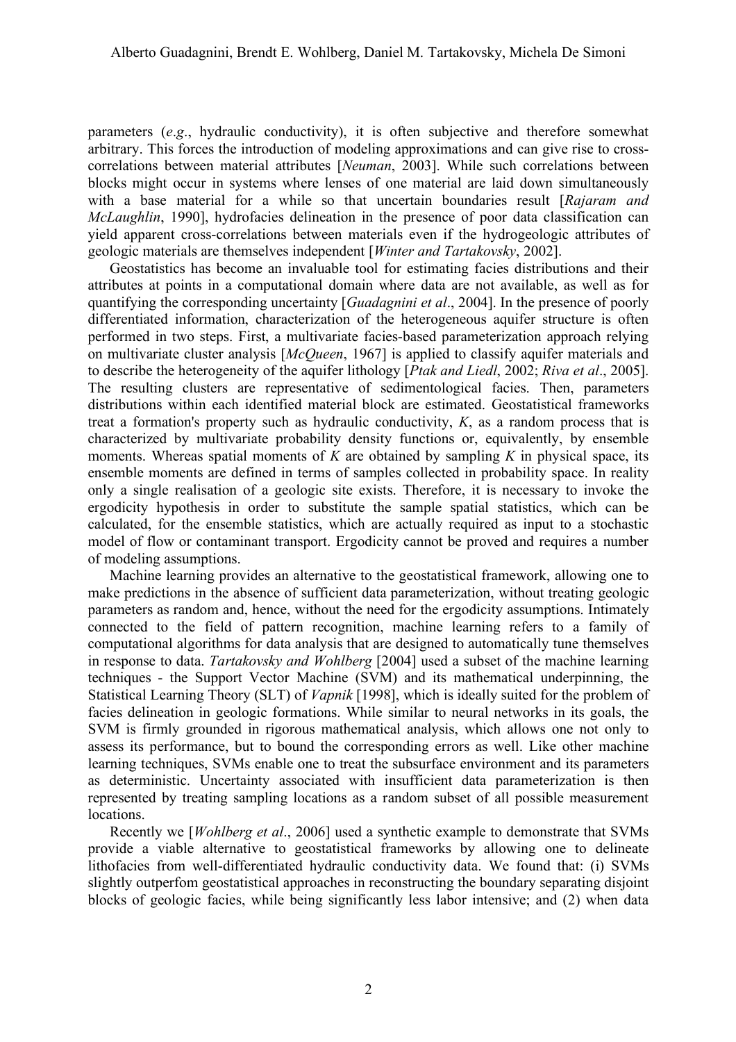parameters (*e.g.*, hydraulic conductivity), it is often subjective and therefore somewhat arbitrary. This forces the introduction of modeling approximations and can give rise to cross-correlations between material attributes [*Neuman*, 2003]. While such correlations between blocks might occur in systems where lenses of one material are laid down simultaneously with a base material for a while so that uncertain boundaries result [*Rajaram and McLaughlin*, 1990], hydrofacies delineation in the presence of poor data classification can yield apparent cross-correlations between materials even if the hydrogeologic attributes of geologic materials are themselves independent [*Winter and Tartakovsky*, 2002].

Geostatistics has become an invaluable tool for estimating facies distributions and their attributes at points in a computational domain where data are not available, as well as for quantifying the corresponding uncertainty [*Guadagnini et al*., 2004]. In the presence of poorly differentiated information, characterization of the heterogeneous aquifer structure is often performed in two steps. First, a multivariate facies-based parameterization approach relying on multivariate cluster analysis [*McQueen*, 1967] is applied to classify aquifer materials and to describe the heterogeneity of the aquifer lithology [*Ptak and Liedl*, 2002; *Riva et al*., 2005]. The resulting clusters are representative of sedimentological facies. Then, parameters distributions within each identified material block are estimated. Geostatistical frameworks treat a formation's property such as hydraulic conductivity, $K$, as a random process that is characterized by multivariate probability density functions or, equivalently, by ensemble moments. Whereas spatial moments of $K$ are obtained by sampling $K$ in physical space, its ensemble moments are defined in terms of samples collected in probability space. In reality only a single realisation of a geologic site exists. Therefore, it is necessary to invoke the ergodicity hypothesis in order to substitute the sample spatial statistics, which can be calculated, for the ensemble statistics, which are actually required as input to a stochastic model of flow or contaminant transport. Ergodicity cannot be proved and requires a number of modeling assumptions.

Machine learning provides an alternative to the geostatistical framework, allowing one to make predictions in the absence of sufficient data parameterization, without treating geologic parameters as random and, hence, without the need for the ergodicity assumptions. Intimately connected to the field of pattern recognition, machine learning refers to a family of computational algorithms for data analysis that are designed to automatically tune themselves in response to data. *Tartakovsky and Wohlberg* [2004] used a subset of the machine learning techniques - the Support Vector Machine (SVM) and its mathematical underpinning, the Statistical Learning Theory (SLT) of *Vapnik* [1998], which is ideally suited for the problem of facies delineation in geologic formations. While similar to neural networks in its goals, the SVM is firmly grounded in rigorous mathematical analysis, which allows one not only to assess its performance, but to bound the corresponding errors as well. Like other machine learning techniques, SVMs enable one to treat the subsurface environment and its parameters as deterministic. Uncertainty associated with insufficient data parameterization is then represented by treating sampling locations as a random subset of all possible measurement locations.

Recently we [*Wohlberg et al*., 2006] used a synthetic example to demonstrate that SVMs provide a viable alternative to geostatistical frameworks by allowing one to delineate lithofacies from well-differentiated hydraulic conductivity data. We found that: (i) SVMs slightly outperfom geostatistical approaches in reconstructing the boundary separating disjoint blocks of geologic facies, while being significantly less labor intensive; and (2) when data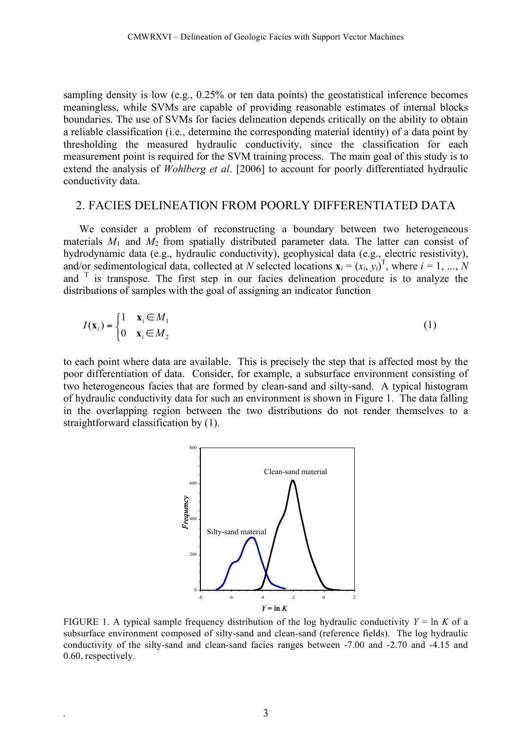sampling density is low (e.g., 0.25% or ten data points) the geostatistical inference becomes meaningless, while SVMs are capable of providing reasonable estimates of internal blocks boundaries. The use of SVMs for facies delineation depends critically on the ability to obtain a reliable classification (i.e., determine the corresponding material identity) of a data point by thresholding the measured hydraulic conductivity, since the classification for each measurement point is required for the SVM training process. The main goal of this study is to extend the analysis of *Wohlberg et al*. [2006] to account for poorly differentiated hydraulic conductivity data.

## 2. FACIES DELINEATION FROM POORLY DIFFERENTIATED DATA

We consider a problem of reconstructing a boundary between two heterogeneous materials $M_1$ and $M_2$ from spatially distributed parameter data. The latter can consist of hydrodynamic data (e.g., hydraulic conductivity), geophysical data (e.g., electric resistivity), and/or sedimentological data, collected at $N$ selected locations $\mathbf{x}_i = (x_i, y_i)^{\mathrm{T}}$, where $i = 1, ..., N$ and $^{\mathrm{T}}$ is transpose. The first step in our facies delineation procedure is to analyze the distributions of samples with the goal of assigning an indicator function

$$I(\mathbf{x}_i) = \begin{cases} 1 & \mathbf{x}_i \in M_1 \\ 0 & \mathbf{x}_i \in M_2 \end{cases} \tag{1}$$

to each point where data are available. This is precisely the step that is affected most by the poor differentiation of data. Consider, for example, a subsurface environment consisting of two heterogeneous facies that are formed by clean-sand and silty-sand. A typical histogram of hydraulic conductivity data for such an environment is shown in Figure 1. The data falling in the overlapping region between the two distributions do not render themselves to a straightforward classification by (1).

FIGURE 1. A typical sample frequency distribution of the log hydraulic conductivity $Y = \ln K$ of a subsurface environment composed of silty-sand and clean-sand (reference fields). The log hydraulic conductivity of the silty-sand and clean-sand facies ranges between -7.00 and -2.70 and -4.15 and 0.60, respectively.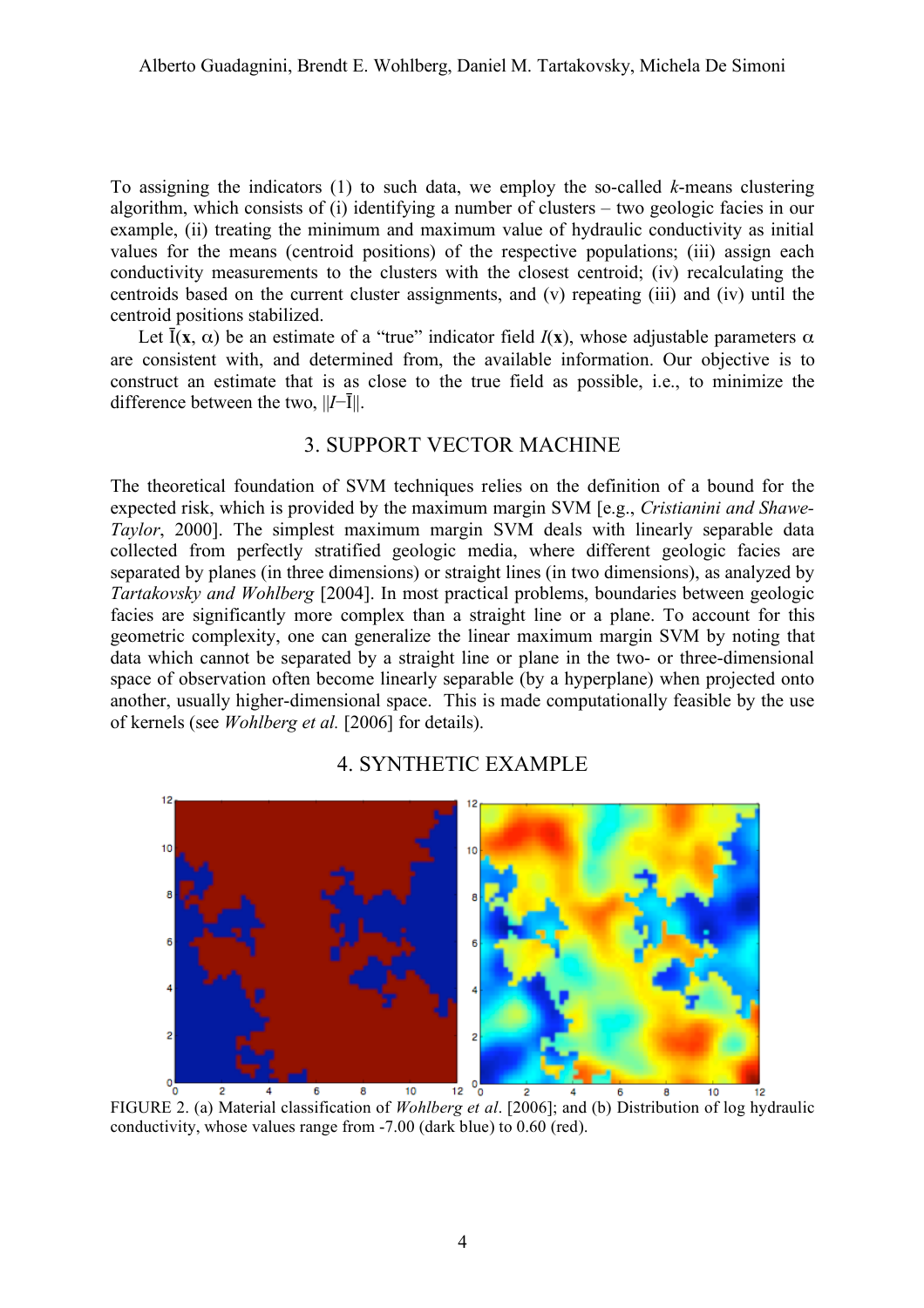To assigning the indicators (1) to such data, we employ the so-called *k*-means clustering algorithm, which consists of (i) identifying a number of clusters – two geologic facies in our example, (ii) treating the minimum and maximum value of hydraulic conductivity as initial values for the means (centroid positions) of the respective populations; (iii) assign each conductivity measurements to the clusters with the closest centroid; (iv) recalculating the centroids based on the current cluster assignments, and (v) repeating (iii) and (iv) until the centroid positions stabilized.

Let $\bar{I}(\mathbf{x}, \alpha)$ be an estimate of a "true" indicator field $I(\mathbf{x})$, whose adjustable parameters $\alpha$ are consistent with, and determined from, the available information. Our objective is to construct an estimate that is as close to the true field as possible, i.e., to minimize the difference between the two, $\|I-\bar{I}\|$.

## 3. SUPPORT VECTOR MACHINE

The theoretical foundation of SVM techniques relies on the definition of a bound for the expected risk, which is provided by the maximum margin SVM [e.g., *Cristianini and Shawe-Taylor*, 2000]. The simplest maximum margin SVM deals with linearly separable data collected from perfectly stratified geologic media, where different geologic facies are separated by planes (in three dimensions) or straight lines (in two dimensions), as analyzed by *Tartakovsky and Wohlberg* [2004]. In most practical problems, boundaries between geologic facies are significantly more complex than a straight line or a plane. To account for this geometric complexity, one can generalize the linear maximum margin SVM by noting that data which cannot be separated by a straight line or plane in the two- or three-dimensional space of observation often become linearly separable (by a hyperplane) when projected onto another, usually higher-dimensional space. This is made computationally feasible by the use of kernels (see *Wohlberg et al.* [2006] for details).

## 4. SYNTHETIC EXAMPLE

FIGURE 2. (a) Material classification of *Wohlberg et al*. [2006]; and (b) Distribution of log hydraulic conductivity, whose values range from -7.00 (dark blue) to 0.60 (red).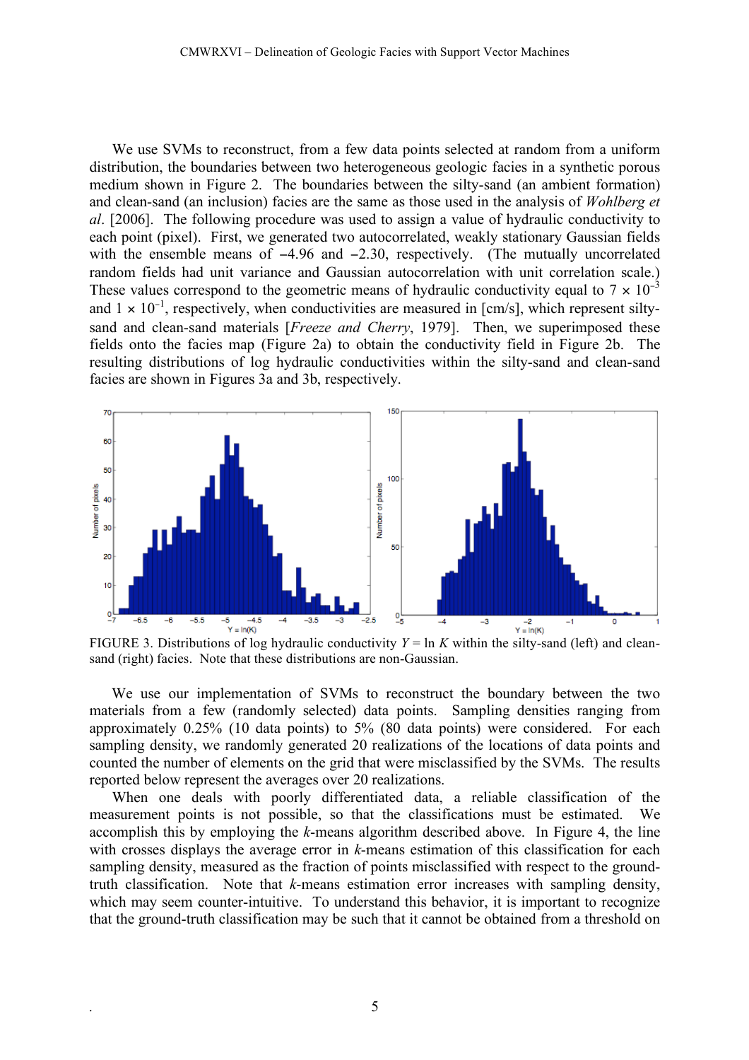We use SVMs to reconstruct, from a few data points selected at random from a uniform distribution, the boundaries between two heterogeneous geologic facies in a synthetic porous medium shown in Figure 2. The boundaries between the silty-sand (an ambient formation) and clean-sand (an inclusion) facies are the same as those used in the analysis of *Wohlberg et al*. [2006]. The following procedure was used to assign a value of hydraulic conductivity to each point (pixel). First, we generated two autocorrelated, weakly stationary Gaussian fields with the ensemble means of $-4.96$ and $-2.30$, respectively. (The mutually uncorrelated random fields had unit variance and Gaussian autocorrelation with unit correlation scale.) These values correspond to the geometric means of hydraulic conductivity equal to $7 \times 10^{-3}$ and $1 \times 10^{-1}$, respectively, when conductivities are measured in [cm/s], which represent silty-sand and clean-sand materials [*Freeze and Cherry*, 1979]. Then, we superimposed these fields onto the facies map (Figure 2a) to obtain the conductivity field in Figure 2b. The resulting distributions of log hydraulic conductivities within the silty-sand and clean-sand facies are shown in Figures 3a and 3b, respectively.

FIGURE 3. Distributions of log hydraulic conductivity $Y = \ln K$ within the silty-sand (left) and clean-sand (right) facies. Note that these distributions are non-Gaussian.

We use our implementation of SVMs to reconstruct the boundary between the two materials from a few (randomly selected) data points. Sampling densities ranging from approximately 0.25% (10 data points) to 5% (80 data points) were considered. For each sampling density, we randomly generated 20 realizations of the locations of data points and counted the number of elements on the grid that were misclassified by the SVMs. The results reported below represent the averages over 20 realizations.

When one deals with poorly differentiated data, a reliable classification of the measurement points is not possible, so that the classifications must be estimated. We accomplish this by employing the *k*-means algorithm described above. In Figure 4, the line with crosses displays the average error in *k*-means estimation of this classification for each sampling density, measured as the fraction of points misclassified with respect to the ground-truth classification. Note that *k*-means estimation error increases with sampling density, which may seem counter-intuitive. To understand this behavior, it is important to recognize that the ground-truth classification may be such that it cannot be obtained from a threshold on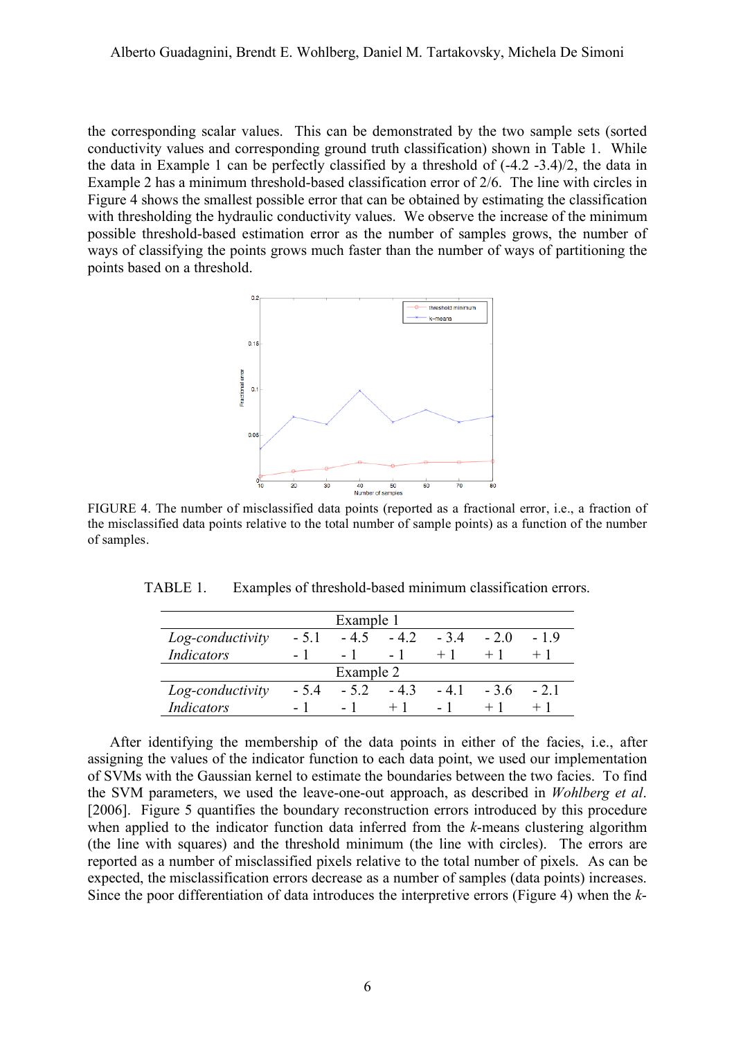the corresponding scalar values. This can be demonstrated by the two sample sets (sorted conductivity values and corresponding ground truth classification) shown in Table 1. While the data in Example 1 can be perfectly classified by a threshold of (-4.2 -3.4)/2, the data in Example 2 has a minimum threshold-based classification error of 2/6. The line with circles in Figure 4 shows the smallest possible error that can be obtained by estimating the classification with thresholding the hydraulic conductivity values. We observe the increase of the minimum possible threshold-based estimation error as the number of samples grows, the number of ways of classifying the points grows much faster than the number of ways of partitioning the points based on a threshold.

FIGURE 4. The number of misclassified data points (reported as a fractional error, i.e., a fraction of the misclassified data points relative to the total number of sample points) as a function of the number of samples.

TABLE 1. Examples of threshold-based minimum classification errors.

| | | | | | | |
|---|---|---|---|---|---|---|
| | | | Example 1 | | | |
| *Log-conductivity* | - 5.1 | - 4.5 | - 4.2 | - 3.4 | - 2.0 | - 1.9 |
| *Indicators* | - 1 | - 1 | - 1 | + 1 | + 1 | + 1 |
| | | | Example 2 | | | |
| *Log-conductivity* | - 5.4 | - 5.2 | - 4.3 | - 4.1 | - 3.6 | - 2.1 |
| *Indicators* | - 1 | - 1 | + 1 | - 1 | + 1 | + 1 |

After identifying the membership of the data points in either of the facies, i.e., after assigning the values of the indicator function to each data point, we used our implementation of SVMs with the Gaussian kernel to estimate the boundaries between the two facies. To find the SVM parameters, we used the leave-one-out approach, as described in *Wohlberg et al.* [2006]. Figure 5 quantifies the boundary reconstruction errors introduced by this procedure when applied to the indicator function data inferred from the *k*-means clustering algorithm (the line with squares) and the threshold minimum (the line with circles). The errors are reported as a number of misclassified pixels relative to the total number of pixels. As can be expected, the misclassification errors decrease as a number of samples (data points) increases. Since the poor differentiation of data introduces the interpretive errors (Figure 4) when the *k*-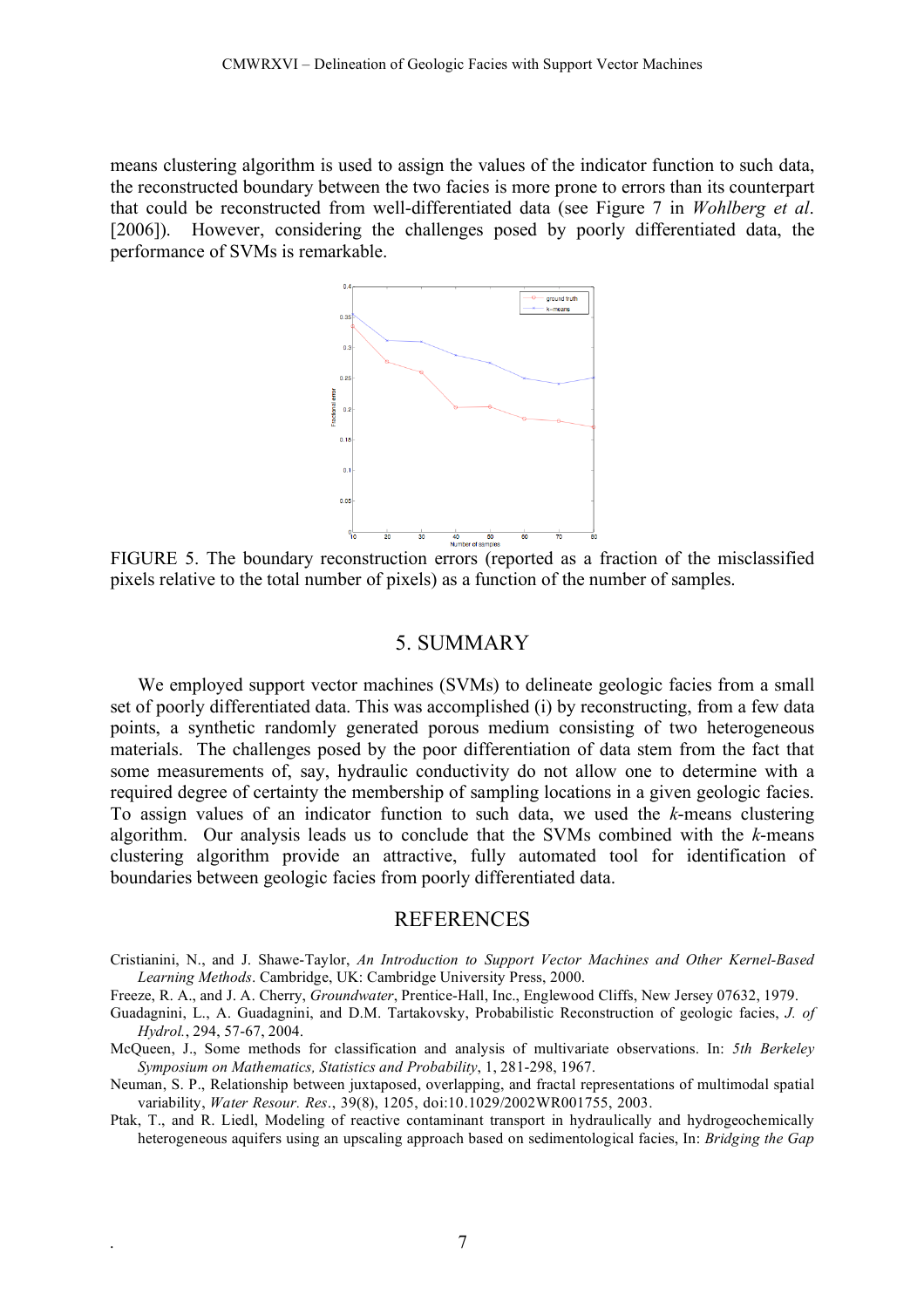means clustering algorithm is used to assign the values of the indicator function to such data, the reconstructed boundary between the two facies is more prone to errors than its counterpart that could be reconstructed from well-differentiated data (see Figure 7 in *Wohlberg et al*. [2006]). However, considering the challenges posed by poorly differentiated data, the performance of SVMs is remarkable.

FIGURE 5. The boundary reconstruction errors (reported as a fraction of the misclassified pixels relative to the total number of pixels) as a function of the number of samples.

## 5. SUMMARY

We employed support vector machines (SVMs) to delineate geologic facies from a small set of poorly differentiated data. This was accomplished (i) by reconstructing, from a few data points, a synthetic randomly generated porous medium consisting of two heterogeneous materials. The challenges posed by the poor differentiation of data stem from the fact that some measurements of, say, hydraulic conductivity do not allow one to determine with a required degree of certainty the membership of sampling locations in a given geologic facies. To assign values of an indicator function to such data, we used the *k*-means clustering algorithm. Our analysis leads us to conclude that the SVMs combined with the *k*-means clustering algorithm provide an attractive, fully automated tool for identification of boundaries between geologic facies from poorly differentiated data.

## REFERENCES

Cristianini, N., and J. Shawe-Taylor, *An Introduction to Support Vector Machines and Other Kernel-Based Learning Methods*. Cambridge, UK: Cambridge University Press, 2000.

Freeze, R. A., and J. A. Cherry, *Groundwater*, Prentice-Hall, Inc., Englewood Cliffs, New Jersey 07632, 1979.

Guadagnini, L., A. Guadagnini, and D.M. Tartakovsky, Probabilistic Reconstruction of geologic facies, *J. of Hydrol.*, 294, 57-67, 2004.

McQueen, J., Some methods for classification and analysis of multivariate observations. In: *5th Berkeley Symposium on Mathematics, Statistics and Probability*, 1, 281-298, 1967.

Neuman, S. P., Relationship between juxtaposed, overlapping, and fractal representations of multimodal spatial variability, *Water Resour. Res*., 39(8), 1205, doi:10.1029/2002WR001755, 2003.

Ptak, T., and R. Liedl, Modeling of reactive contaminant transport in hydraulically and hydrogeochemically heterogeneous aquifers using an upscaling approach based on sedimentological facies, In: *Bridging the Gap*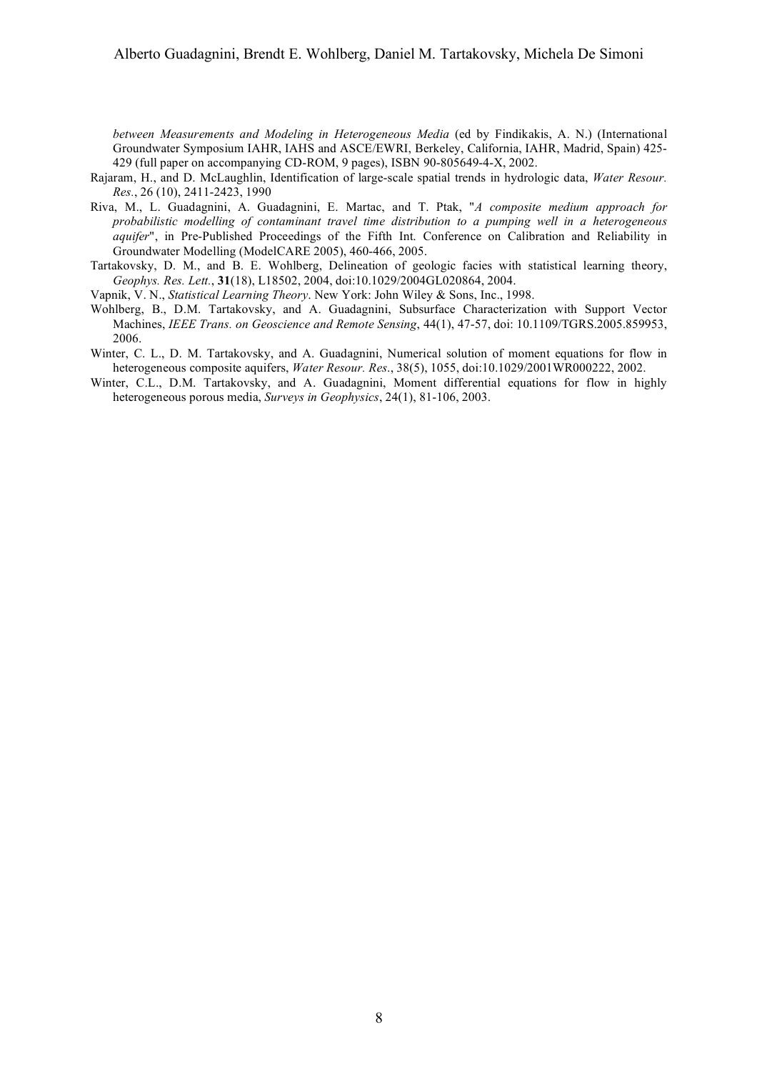*between Measurements and Modeling in Heterogeneous Media* (ed by Findikakis, A. N.) (International Groundwater Symposium IAHR, IAHS and ASCE/EWRI, Berkeley, California, IAHR, Madrid, Spain) 425-429 (full paper on accompanying CD-ROM, 9 pages), ISBN 90-805649-4-X, 2002.

Rajaram, H., and D. McLaughlin, Identification of large-scale spatial trends in hydrologic data, *Water Resour. Res.*, 26 (10), 2411-2423, 1990

Riva, M., L. Guadagnini, A. Guadagnini, E. Martac, and T. Ptak, "*A composite medium approach for probabilistic modelling of contaminant travel time distribution to a pumping well in a heterogeneous aquifer*", in Pre-Published Proceedings of the Fifth Int. Conference on Calibration and Reliability in Groundwater Modelling (ModelCARE 2005), 460-466, 2005.

Tartakovsky, D. M., and B. E. Wohlberg, Delineation of geologic facies with statistical learning theory, *Geophys. Res. Lett.*, **31**(18), L18502, 2004, doi:10.1029/2004GL020864, 2004.

Vapnik, V. N., *Statistical Learning Theory*. New York: John Wiley & Sons, Inc., 1998.

Wohlberg, B., D.M. Tartakovsky, and A. Guadagnini, Subsurface Characterization with Support Vector Machines, *IEEE Trans. on Geoscience and Remote Sensing*, 44(1), 47-57, doi: 10.1109/TGRS.2005.859953, 2006.

Winter, C. L., D. M. Tartakovsky, and A. Guadagnini, Numerical solution of moment equations for flow in heterogeneous composite aquifers, *Water Resour. Res.*, 38(5), 1055, doi:10.1029/2001WR000222, 2002.

Winter, C.L., D.M. Tartakovsky, and A. Guadagnini, Moment differential equations for flow in highly heterogeneous porous media, *Surveys in Geophysics*, 24(1), 81-106, 2003.